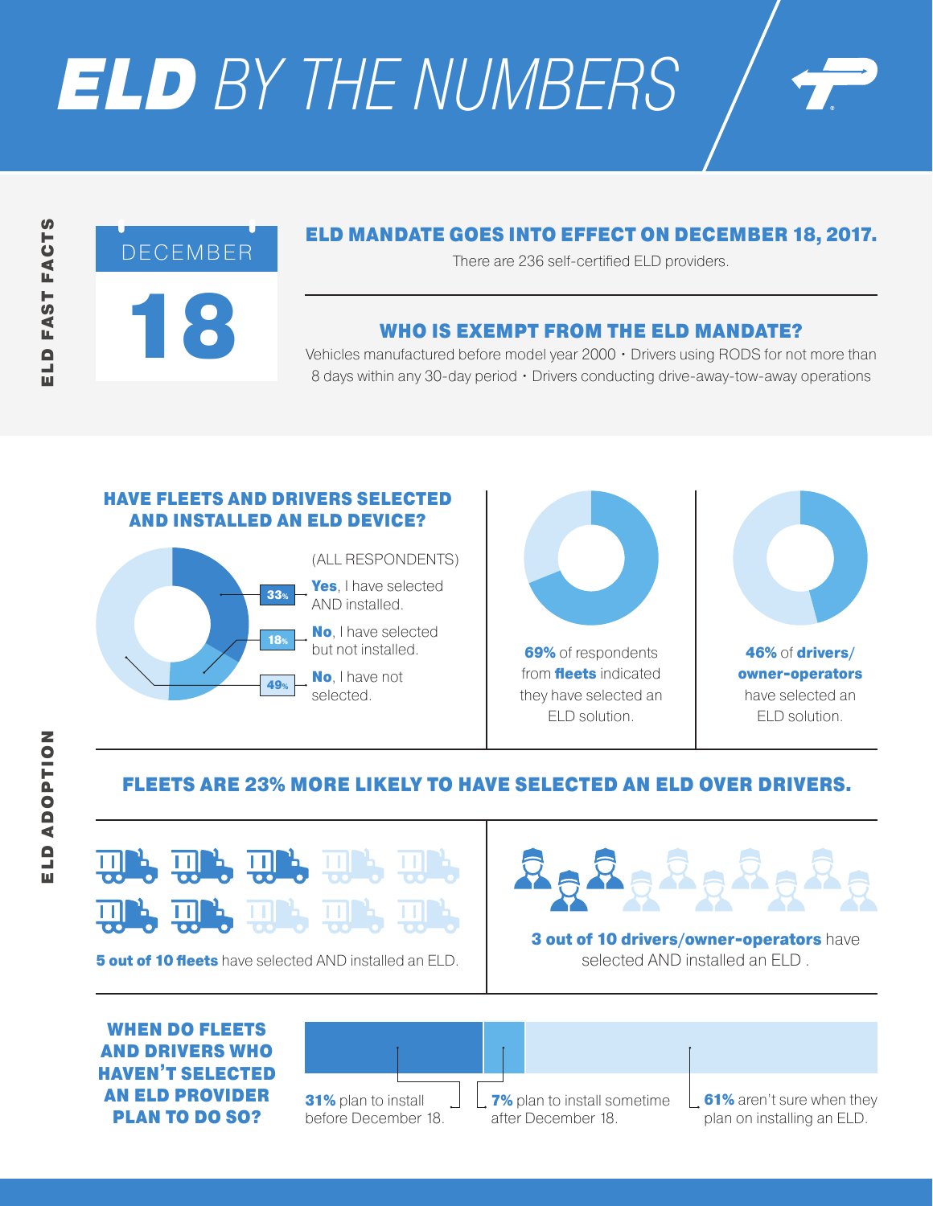# ELD BY THE NUMBERS

## ELD FAST FACTS

DECEMBER 18

### ELD MANDATE GOES INTO EFFECT ON DECEMBER 18, 2017.

There are 236 self-certified ELD providers.

### WHO IS EXEMPT FROM THE ELD MANDATE?

Vehicles manufactured before model year 2000 • Drivers using RODS for not more than 8 days within any 30-day period • Drivers conducting drive-away-tow-away operations

## ELD ADOPTION

### HAVE FLEETS AND DRIVERS SELECTED AND INSTALLED AN ELD DEVICE?

(ALL RESPONDENTS)

- 33% — **Yes**, I have selected AND installed.
- 18% — **No**, I have selected but not installed.
- 49% — **No**, I have not selected.

**69%** of respondents from **fleets** indicated they have selected an ELD solution.

**46%** of **drivers/owner-operators** have selected an ELD solution.

### FLEETS ARE 23% MORE LIKELY TO HAVE SELECTED AN ELD OVER DRIVERS.

**5 out of 10 fleets** have selected AND installed an ELD.

**3 out of 10 drivers/owner-operators** have selected AND installed an ELD .

### WHEN DO FLEETS AND DRIVERS WHO HAVEN'T SELECTED AN ELD PROVIDER PLAN TO DO SO?

- **31%** plan to install before December 18.
- **7%** plan to install sometime after December 18.
- **61%** aren't sure when they plan on installing an ELD.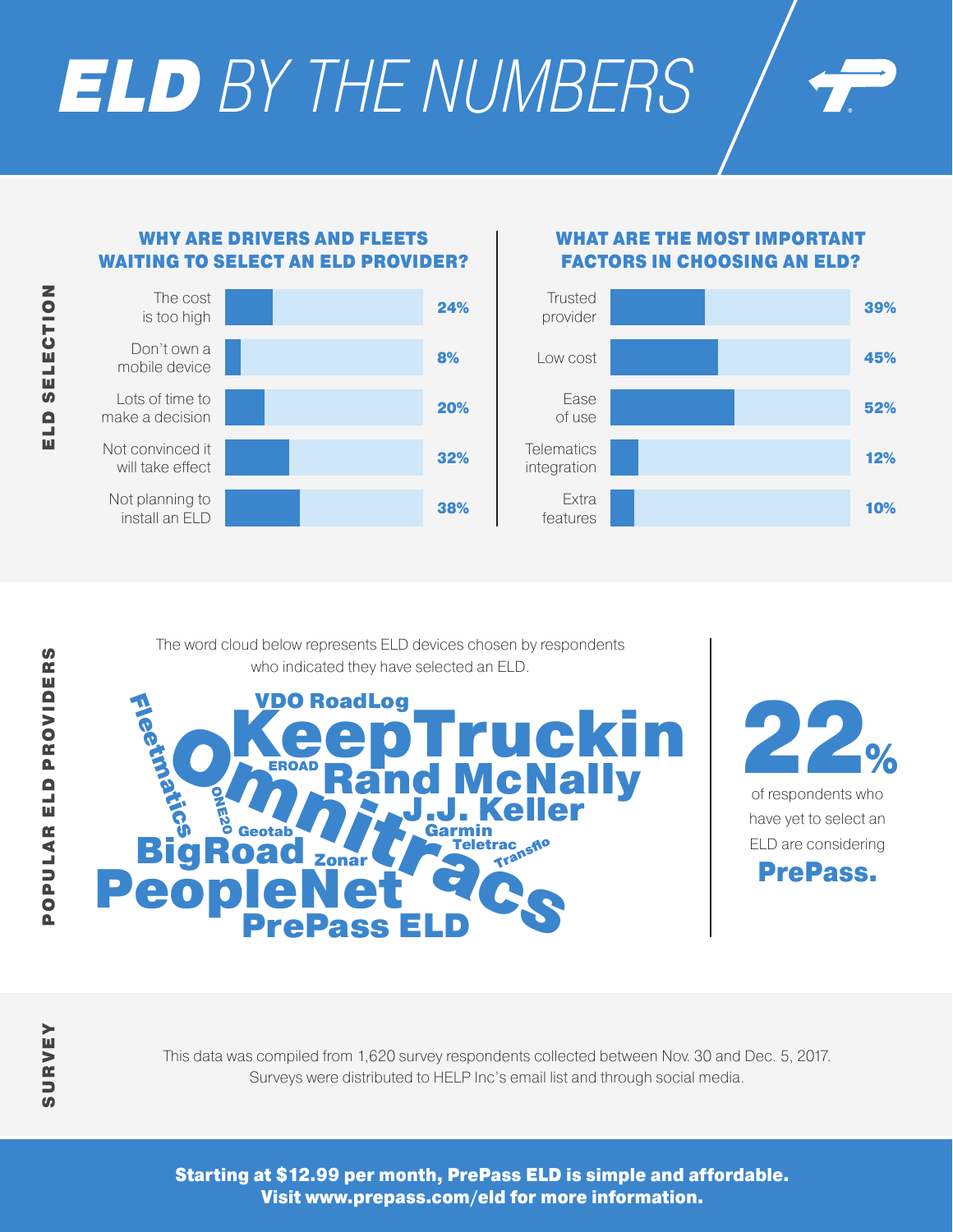# ***ELD*** *BY THE NUMBERS*

## ELD SELECTION

### WHY ARE DRIVERS AND FLEETS WAITING TO SELECT AN ELD PROVIDER?

The cost is too high 24%

Don't own a mobile device 8%

Lots of time to make a decision 20%

Not convinced it will take effect 32%

Not planning to install an ELD 38%

### WHAT ARE THE MOST IMPORTANT FACTORS IN CHOOSING AN ELD?

Trusted provider 39%

Low cost 45%

Ease of use 52%

Telematics integration 12%

Extra features 10%

## POPULAR ELD PROVIDERS

The word cloud below represents ELD devices chosen by respondents who indicated they have selected an ELD.

VDO RoadLog
Fleetmatics
KeepTruckin
Omnitracs
EROAD
Rand McNally
ONE20
J.J. Keller
Geotab
Garmin
BigRoad
Teletrac
Transflo
Zonar
PeopleNet
PrePass ELD

**22%** of respondents who have yet to select an ELD are considering **PrePass.**

## SURVEY

This data was compiled from 1,620 survey respondents collected between Nov. 30 and Dec. 5, 2017. Surveys were distributed to HELP Inc's email list and through social media.

**Starting at $12.99 per month, PrePass ELD is simple and affordable. Visit www.prepass.com/eld for more information.**